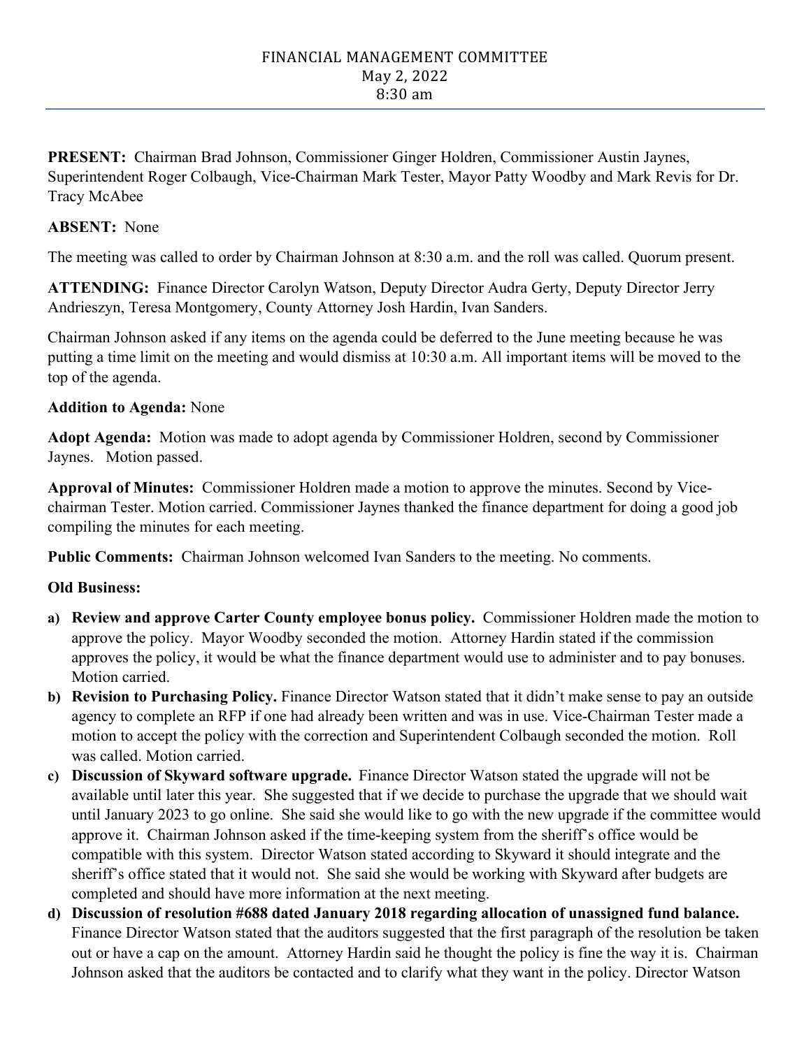# FINANCIAL MANAGEMENT COMMITTEE
May 2, 2022
8:30 am

**PRESENT:** Chairman Brad Johnson, Commissioner Ginger Holdren, Commissioner Austin Jaynes, Superintendent Roger Colbaugh, Vice-Chairman Mark Tester, Mayor Patty Woodby and Mark Revis for Dr. Tracy McAbee

**ABSENT:** None

The meeting was called to order by Chairman Johnson at 8:30 a.m. and the roll was called. Quorum present.

**ATTENDING:** Finance Director Carolyn Watson, Deputy Director Audra Gerty, Deputy Director Jerry Andrieszyn, Teresa Montgomery, County Attorney Josh Hardin, Ivan Sanders.

Chairman Johnson asked if any items on the agenda could be deferred to the June meeting because he was putting a time limit on the meeting and would dismiss at 10:30 a.m. All important items will be moved to the top of the agenda.

**Addition to Agenda:** None

**Adopt Agenda:** Motion was made to adopt agenda by Commissioner Holdren, second by Commissioner Jaynes. Motion passed.

**Approval of Minutes:** Commissioner Holdren made a motion to approve the minutes. Second by Vice-chairman Tester. Motion carried. Commissioner Jaynes thanked the finance department for doing a good job compiling the minutes for each meeting.

**Public Comments:** Chairman Johnson welcomed Ivan Sanders to the meeting. No comments.

**Old Business:**

- **a) Review and approve Carter County employee bonus policy.** Commissioner Holdren made the motion to approve the policy. Mayor Woodby seconded the motion. Attorney Hardin stated if the commission approves the policy, it would be what the finance department would use to administer and to pay bonuses. Motion carried.
- **b) Revision to Purchasing Policy.** Finance Director Watson stated that it didn't make sense to pay an outside agency to complete an RFP if one had already been written and was in use. Vice-Chairman Tester made a motion to accept the policy with the correction and Superintendent Colbaugh seconded the motion. Roll was called. Motion carried.
- **c) Discussion of Skyward software upgrade.** Finance Director Watson stated the upgrade will not be available until later this year. She suggested that if we decide to purchase the upgrade that we should wait until January 2023 to go online. She said she would like to go with the new upgrade if the committee would approve it. Chairman Johnson asked if the time-keeping system from the sheriff's office would be compatible with this system. Director Watson stated according to Skyward it should integrate and the sheriff's office stated that it would not. She said she would be working with Skyward after budgets are completed and should have more information at the next meeting.
- **d) Discussion of resolution #688 dated January 2018 regarding allocation of unassigned fund balance.** Finance Director Watson stated that the auditors suggested that the first paragraph of the resolution be taken out or have a cap on the amount. Attorney Hardin said he thought the policy is fine the way it is. Chairman Johnson asked that the auditors be contacted and to clarify what they want in the policy. Director Watson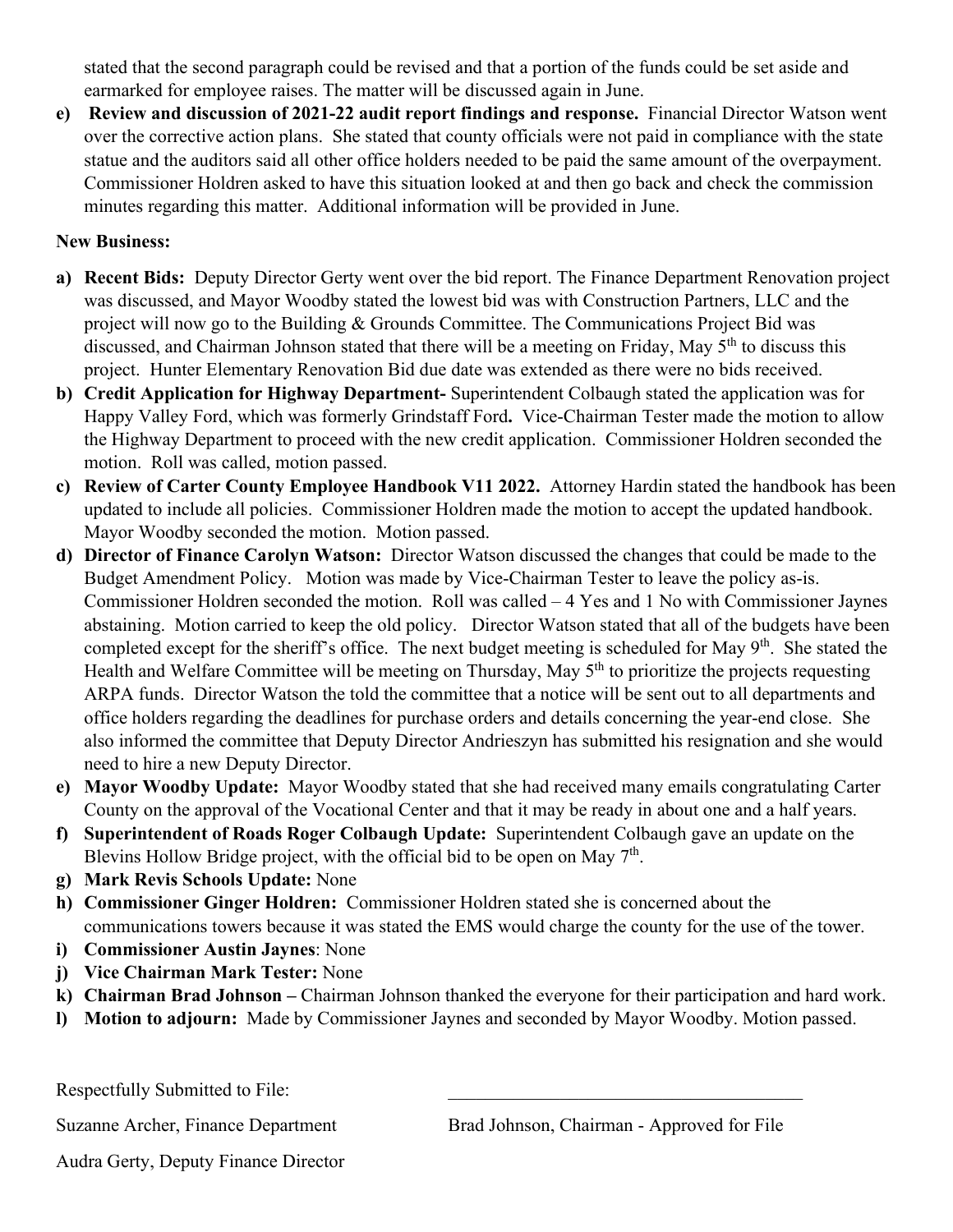stated that the second paragraph could be revised and that a portion of the funds could be set aside and earmarked for employee raises. The matter will be discussed again in June.

e) **Review and discussion of 2021-22 audit report findings and response.** Financial Director Watson went over the corrective action plans. She stated that county officials were not paid in compliance with the state statue and the auditors said all other office holders needed to be paid the same amount of the overpayment. Commissioner Holdren asked to have this situation looked at and then go back and check the commission minutes regarding this matter. Additional information will be provided in June.

**New Business:**

a) **Recent Bids:** Deputy Director Gerty went over the bid report. The Finance Department Renovation project was discussed, and Mayor Woodby stated the lowest bid was with Construction Partners, LLC and the project will now go to the Building & Grounds Committee. The Communications Project Bid was discussed, and Chairman Johnson stated that there will be a meeting on Friday, May 5th to discuss this project. Hunter Elementary Renovation Bid due date was extended as there were no bids received.

b) **Credit Application for Highway Department-** Superintendent Colbaugh stated the application was for Happy Valley Ford, which was formerly Grindstaff Ford**.** Vice-Chairman Tester made the motion to allow the Highway Department to proceed with the new credit application. Commissioner Holdren seconded the motion. Roll was called, motion passed.

c) **Review of Carter County Employee Handbook V11 2022.** Attorney Hardin stated the handbook has been updated to include all policies. Commissioner Holdren made the motion to accept the updated handbook. Mayor Woodby seconded the motion. Motion passed.

d) **Director of Finance Carolyn Watson:** Director Watson discussed the changes that could be made to the Budget Amendment Policy. Motion was made by Vice-Chairman Tester to leave the policy as-is. Commissioner Holdren seconded the motion. Roll was called – 4 Yes and 1 No with Commissioner Jaynes abstaining. Motion carried to keep the old policy. Director Watson stated that all of the budgets have been completed except for the sheriff's office. The next budget meeting is scheduled for May 9th. She stated the Health and Welfare Committee will be meeting on Thursday, May 5th to prioritize the projects requesting ARPA funds. Director Watson the told the committee that a notice will be sent out to all departments and office holders regarding the deadlines for purchase orders and details concerning the year-end close. She also informed the committee that Deputy Director Andrieszyn has submitted his resignation and she would need to hire a new Deputy Director.

e) **Mayor Woodby Update:** Mayor Woodby stated that she had received many emails congratulating Carter County on the approval of the Vocational Center and that it may be ready in about one and a half years.

f) **Superintendent of Roads Roger Colbaugh Update:** Superintendent Colbaugh gave an update on the Blevins Hollow Bridge project, with the official bid to be open on May 7th.

g) **Mark Revis Schools Update:** None

h) **Commissioner Ginger Holdren:** Commissioner Holdren stated she is concerned about the communications towers because it was stated the EMS would charge the county for the use of the tower.

i) **Commissioner Austin Jaynes**: None

j) **Vice Chairman Mark Tester:** None

k) **Chairman Brad Johnson –** Chairman Johnson thanked the everyone for their participation and hard work.

l) **Motion to adjourn:** Made by Commissioner Jaynes and seconded by Mayor Woodby. Motion passed.

Respectfully Submitted to File:

Suzanne Archer, Finance Department

Audra Gerty, Deputy Finance Director

\_\_\_\_\_\_\_\_\_\_\_\_\_\_\_\_\_\_\_\_\_\_\_\_\_\_\_\_\_\_\_\_\_\_\_\_\_\_\_\_

Brad Johnson, Chairman - Approved for File